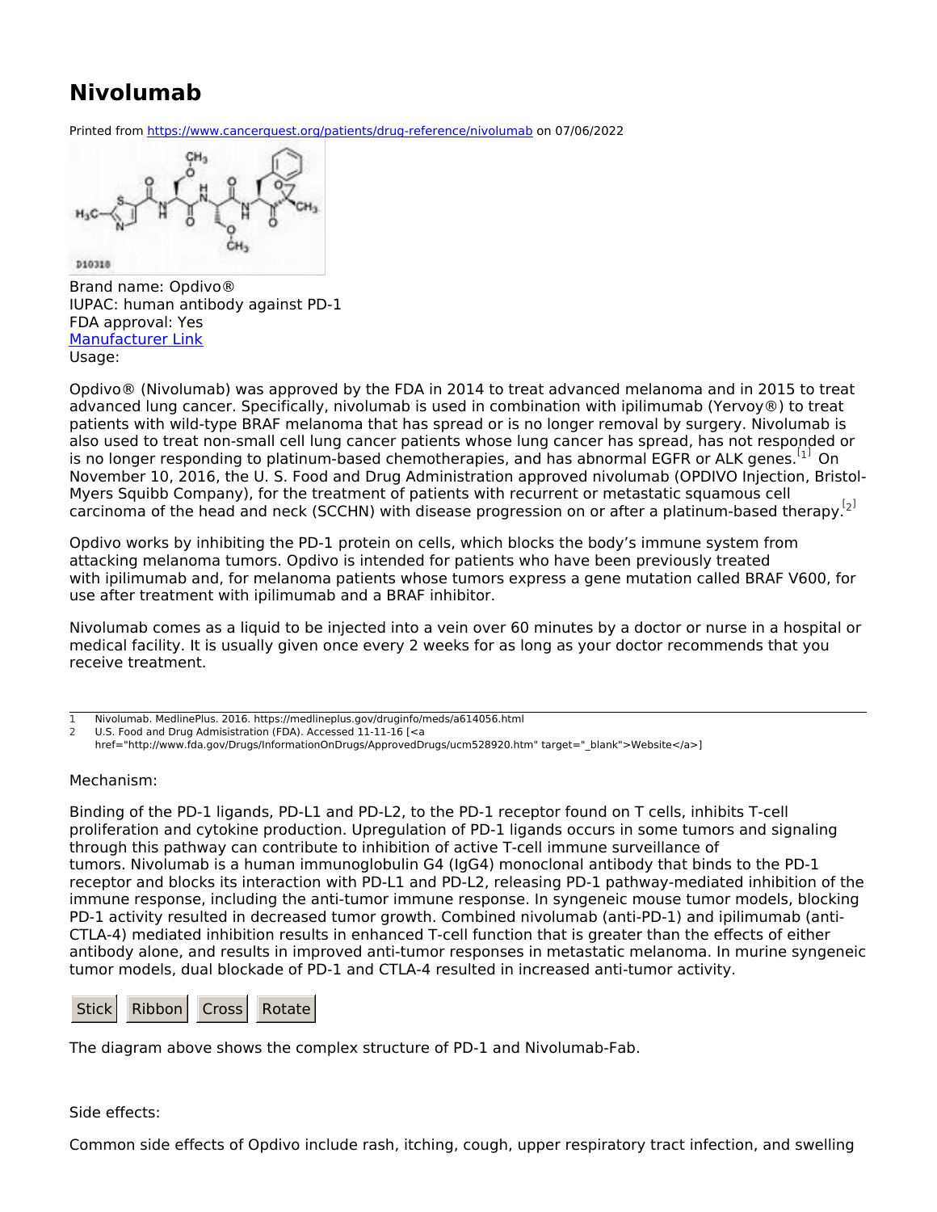# Nivolumab

Printed from https://www.cancerquest.org/patients/drug-reference/nivolumab on 07/06/2022

Brand name: Opdivo®
IUPAC: human antibody against PD-1
FDA approval: Yes
[Manufacturer Link]
Usage:

Opdivo® (Nivolumab) was approved by the FDA in 2014 to treat advanced melanoma and in 2015 to treat advanced lung cancer. Specifically, nivolumab is used in combination with ipilimumab (Yervoy®) to treat patients with wild-type BRAF melanoma that has spread or is no longer removal by surgery. Nivolumab is also used to treat non-small cell lung cancer patients whose lung cancer has spread, has not responded or is no longer responding to platinum-based chemotherapies, and has abnormal EGFR or ALK genes.[1] On November 10, 2016, the U. S. Food and Drug Administration approved nivolumab (OPDIVO Injection, Bristol-Myers Squibb Company), for the treatment of patients with recurrent or metastatic squamous cell carcinoma of the head and neck (SCCHN) with disease progression on or after a platinum-based therapy.[2]

Opdivo works by inhibiting the PD-1 protein on cells, which blocks the body's immune system from attacking melanoma tumors. Opdivo is intended for patients who have been previously treated with ipilimumab and, for melanoma patients whose tumors express a gene mutation called BRAF V600, for use after treatment with ipilimumab and a BRAF inhibitor.

Nivolumab comes as a liquid to be injected into a vein over 60 minutes by a doctor or nurse in a hospital or medical facility. It is usually given once every 2 weeks for as long as your doctor recommends that you receive treatment.

---

1 Nivolumab. MedlinePlus. 2016. https://medlineplus.gov/druginfo/meds/a614056.html
2 U.S. Food and Drug Admisistration (FDA). Accessed 11-11-16 [<a href="http://www.fda.gov/Drugs/InformationOnDrugs/ApprovedDrugs/ucm528920.htm" target="_blank">Website</a>]

Mechanism:

Binding of the PD-1 ligands, PD-L1 and PD-L2, to the PD-1 receptor found on T cells, inhibits T-cell proliferation and cytokine production. Upregulation of PD-1 ligands occurs in some tumors and signaling through this pathway can contribute to inhibition of active T-cell immune surveillance of tumors. Nivolumab is a human immunoglobulin G4 (IgG4) monoclonal antibody that binds to the PD-1 receptor and blocks its interaction with PD-L1 and PD-L2, releasing PD-1 pathway-mediated inhibition of the immune response, including the anti-tumor immune response. In syngeneic mouse tumor models, blocking PD-1 activity resulted in decreased tumor growth. Combined nivolumab (anti-PD-1) and ipilimumab (anti-CTLA-4) mediated inhibition results in enhanced T-cell function that is greater than the effects of either antibody alone, and results in improved anti-tumor responses in metastatic melanoma. In murine syngeneic tumor models, dual blockade of PD-1 and CTLA-4 resulted in increased anti-tumor activity.

Stick Ribbon Cross Rotate

The diagram above shows the complex structure of PD-1 and Nivolumab-Fab.

Side effects:

Common side effects of Opdivo include rash, itching, cough, upper respiratory tract infection, and swelling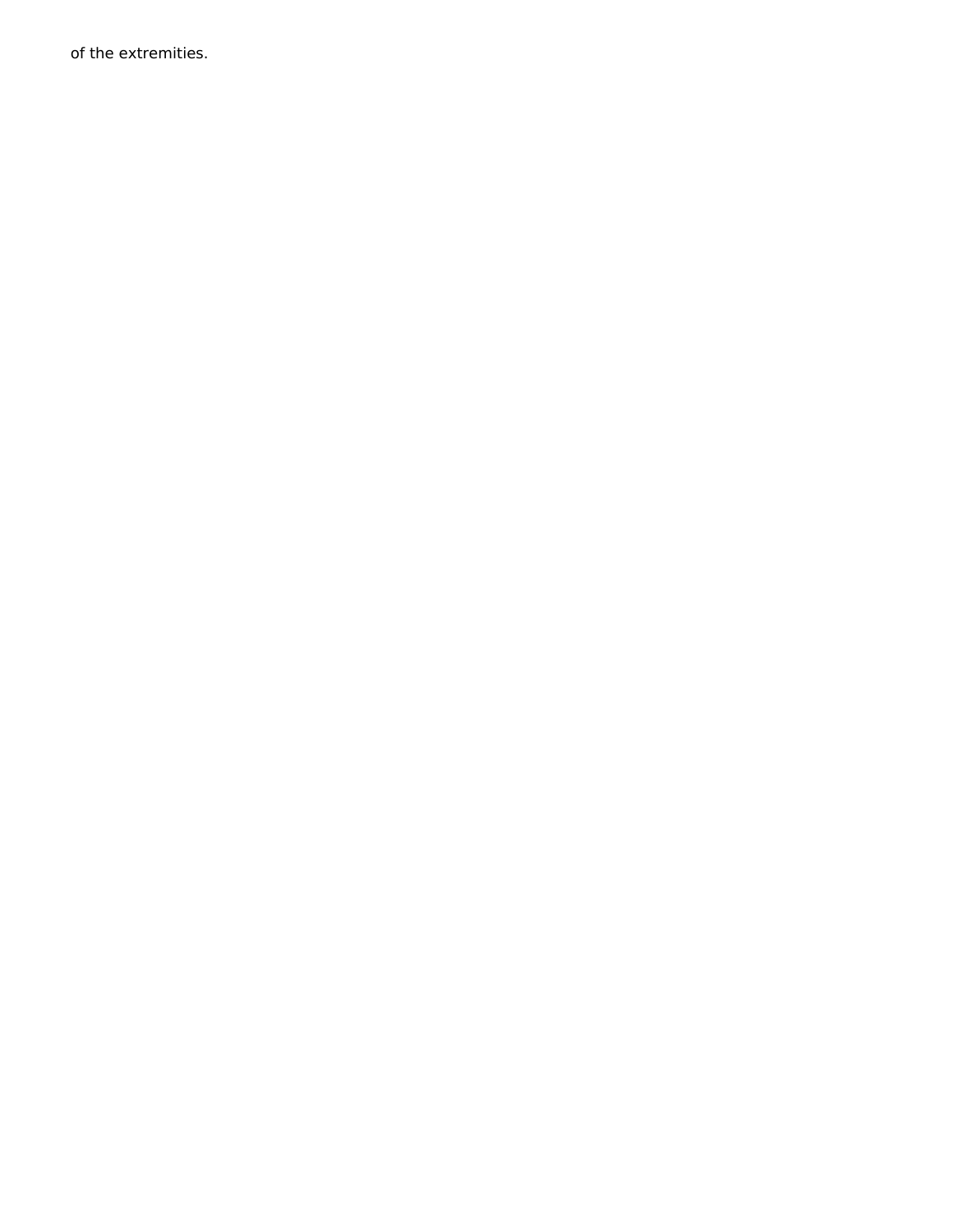of the extremities.